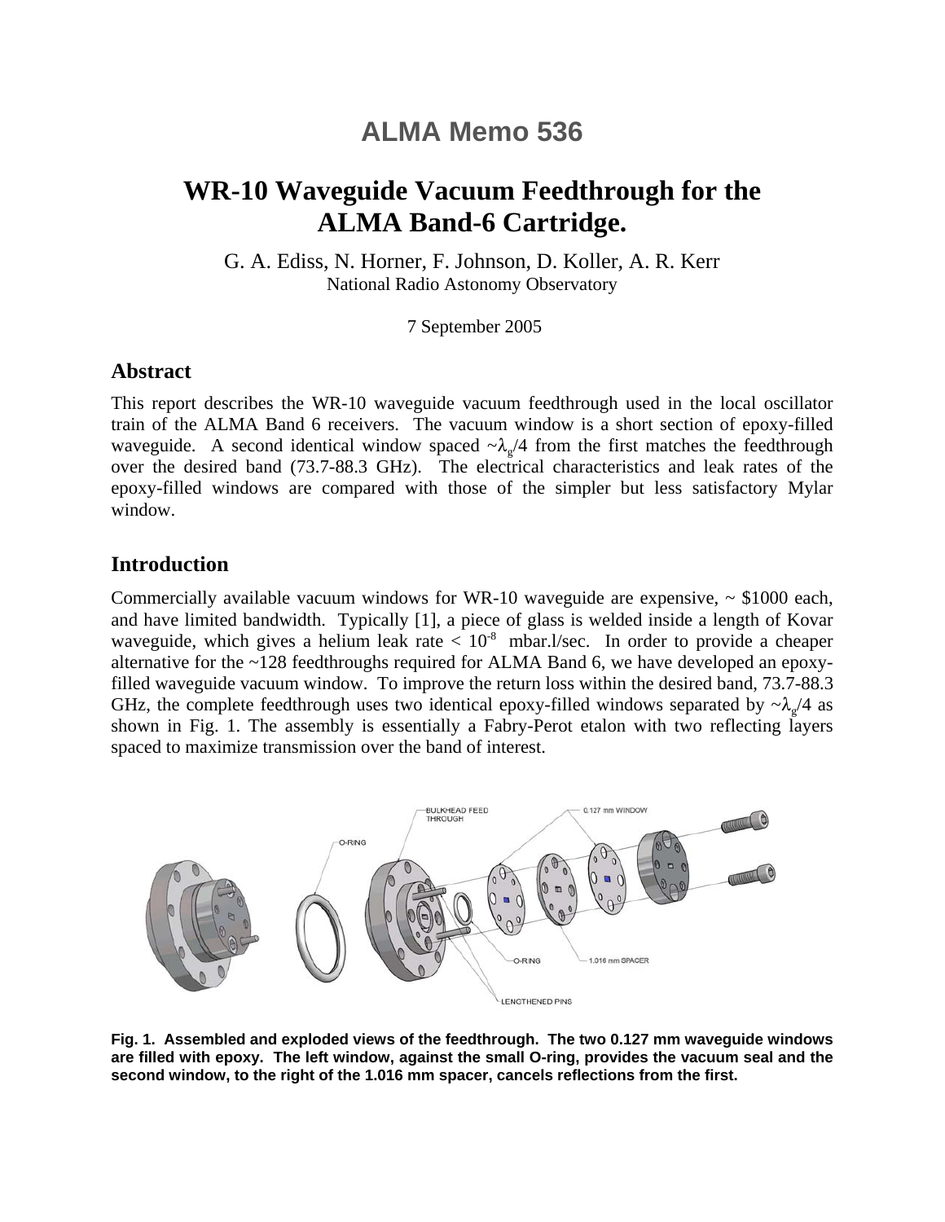# ALMA Memo 536

# WR-10 Waveguide Vacuum Feedthrough for the ALMA Band-6 Cartridge.

G. A. Ediss, N. Horner, F. Johnson, D. Koller, A. R. Kerr
National Radio Astonomy Observatory

7 September 2005

## Abstract

This report describes the WR-10 waveguide vacuum feedthrough used in the local oscillator train of the ALMA Band 6 receivers. The vacuum window is a short section of epoxy-filled waveguide. A second identical window spaced $\sim\lambda_g/4$ from the first matches the feedthrough over the desired band (73.7-88.3 GHz). The electrical characteristics and leak rates of the epoxy-filled windows are compared with those of the simpler but less satisfactory Mylar window.

## Introduction

Commercially available vacuum windows for WR-10 waveguide are expensive, ~ $1000 each, and have limited bandwidth. Typically [1], a piece of glass is welded inside a length of Kovar waveguide, which gives a helium leak rate $< 10^{-8}$ mbar.l/sec. In order to provide a cheaper alternative for the ~128 feedthroughs required for ALMA Band 6, we have developed an epoxy-filled waveguide vacuum window. To improve the return loss within the desired band, 73.7-88.3 GHz, the complete feedthrough uses two identical epoxy-filled windows separated by $\sim\lambda_g/4$ as shown in Fig. 1. The assembly is essentially a Fabry-Perot etalon with two reflecting layers spaced to maximize transmission over the band of interest.

**Fig. 1. Assembled and exploded views of the feedthrough. The two 0.127 mm waveguide windows are filled with epoxy. The left window, against the small O-ring, provides the vacuum seal and the second window, to the right of the 1.016 mm spacer, cancels reflections from the first.**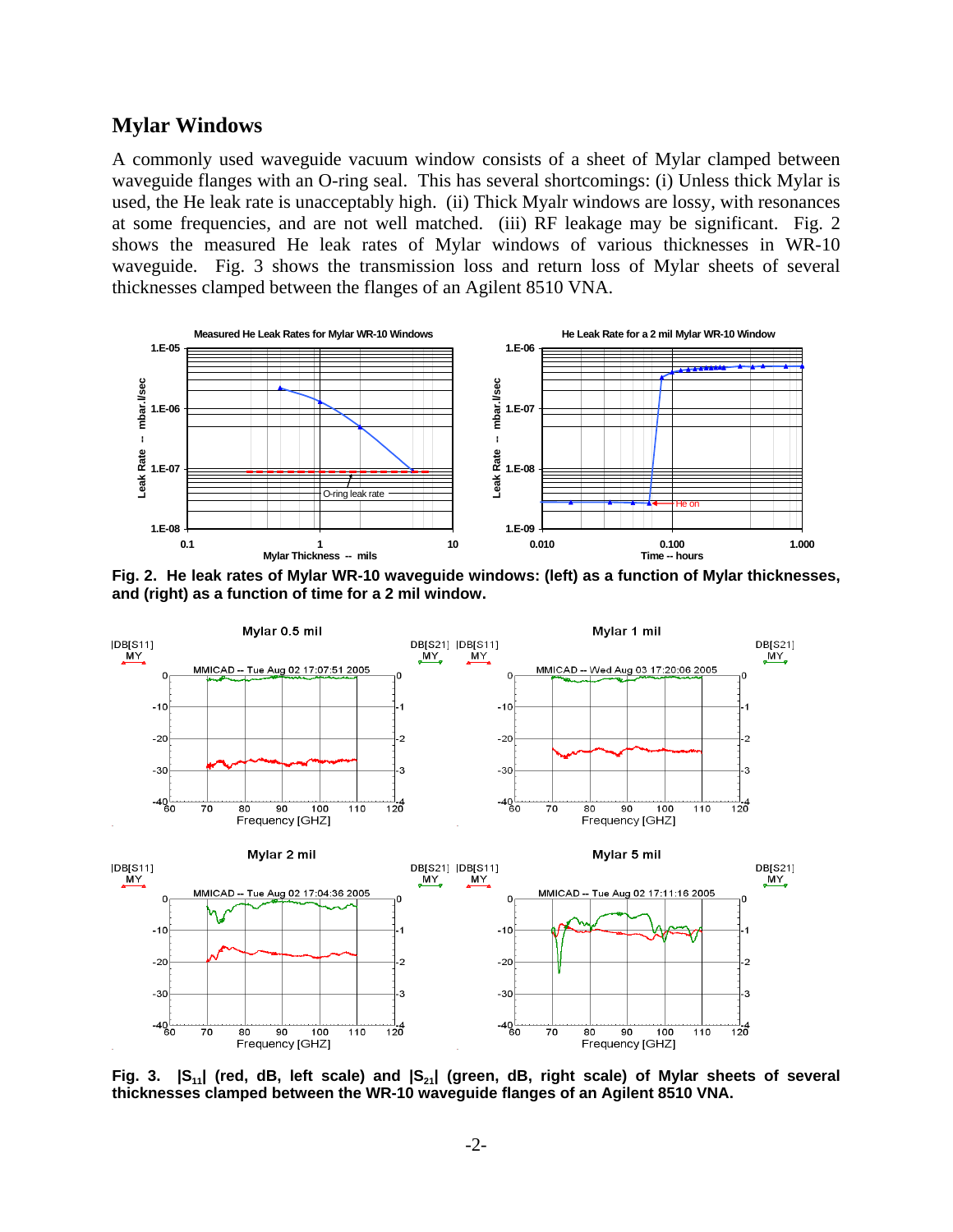## Mylar Windows

A commonly used waveguide vacuum window consists of a sheet of Mylar clamped between waveguide flanges with an O-ring seal. This has several shortcomings: (i) Unless thick Mylar is used, the He leak rate is unacceptably high. (ii) Thick Myalr windows are lossy, with resonances at some frequencies, and are not well matched. (iii) RF leakage may be significant. Fig. 2 shows the measured He leak rates of Mylar windows of various thicknesses in WR-10 waveguide. Fig. 3 shows the transmission loss and return loss of Mylar sheets of several thicknesses clamped between the flanges of an Agilent 8510 VNA.

**Fig. 2. He leak rates of Mylar WR-10 waveguide windows: (left) as a function of Mylar thicknesses, and (right) as a function of time for a 2 mil window.**

**Fig. 3. $|S_{11}|$ (red, dB, left scale) and $|S_{21}|$ (green, dB, right scale) of Mylar sheets of several thicknesses clamped between the WR-10 waveguide flanges of an Agilent 8510 VNA.**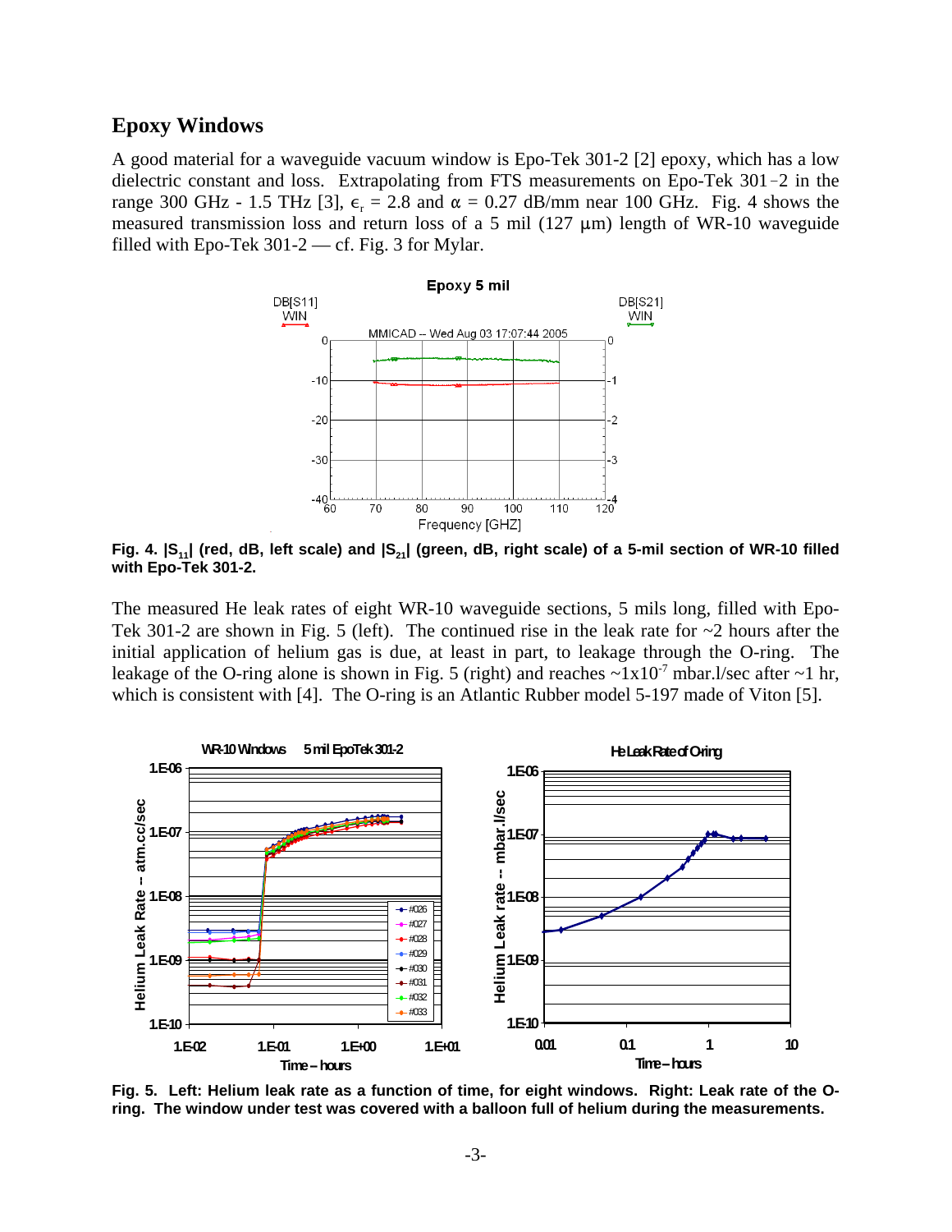## Epoxy Windows

A good material for a waveguide vacuum window is Epo-Tek 301-2 [2] epoxy, which has a low dielectric constant and loss. Extrapolating from FTS measurements on Epo-Tek 301-2 in the range 300 GHz - 1.5 THz [3], $\epsilon_r = 2.8$ and $\alpha = 0.27$ dB/mm near 100 GHz. Fig. 4 shows the measured transmission loss and return loss of a 5 mil (127 μm) length of WR-10 waveguide filled with Epo-Tek 301-2 — cf. Fig. 3 for Mylar.

**Fig. 4. $|S_{11}|$ (red, dB, left scale) and $|S_{21}|$ (green, dB, right scale) of a 5-mil section of WR-10 filled with Epo-Tek 301-2.**

The measured He leak rates of eight WR-10 waveguide sections, 5 mils long, filled with Epo-Tek 301-2 are shown in Fig. 5 (left). The continued rise in the leak rate for ~2 hours after the initial application of helium gas is due, at least in part, to leakage through the O-ring. The leakage of the O-ring alone is shown in Fig. 5 (right) and reaches ~$1\text{x}10^{-7}$ mbar.l/sec after ~1 hr, which is consistent with [4]. The O-ring is an Atlantic Rubber model 5-197 made of Viton [5].

**Fig. 5. Left: Helium leak rate as a function of time, for eight windows. Right: Leak rate of the O-ring. The window under test was covered with a balloon full of helium during the measurements.**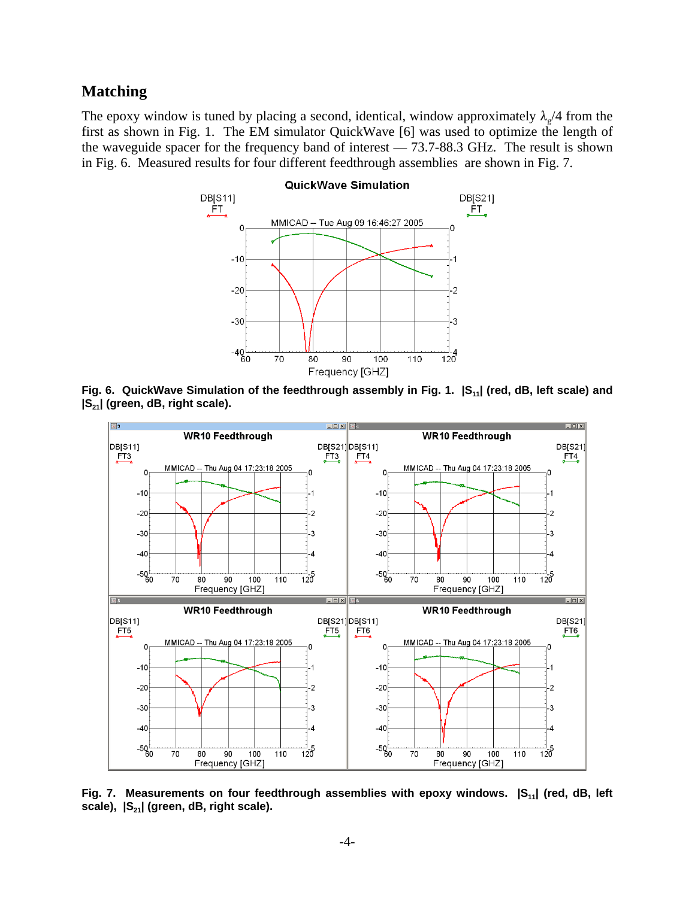## Matching

The epoxy window is tuned by placing a second, identical, window approximately $\lambda_g/4$ from the first as shown in Fig. 1. The EM simulator QuickWave [6] was used to optimize the length of the waveguide spacer for the frequency band of interest — 73.7-88.3 GHz. The result is shown in Fig. 6. Measured results for four different feedthrough assemblies are shown in Fig. 7.

**Fig. 6. QuickWave Simulation of the feedthrough assembly in Fig. 1. $|S_{11}|$ (red, dB, left scale) and $|S_{21}|$ (green, dB, right scale).**

**Fig. 7. Measurements on four feedthrough assemblies with epoxy windows. $|S_{11}|$ (red, dB, left scale), $|S_{21}|$ (green, dB, right scale).**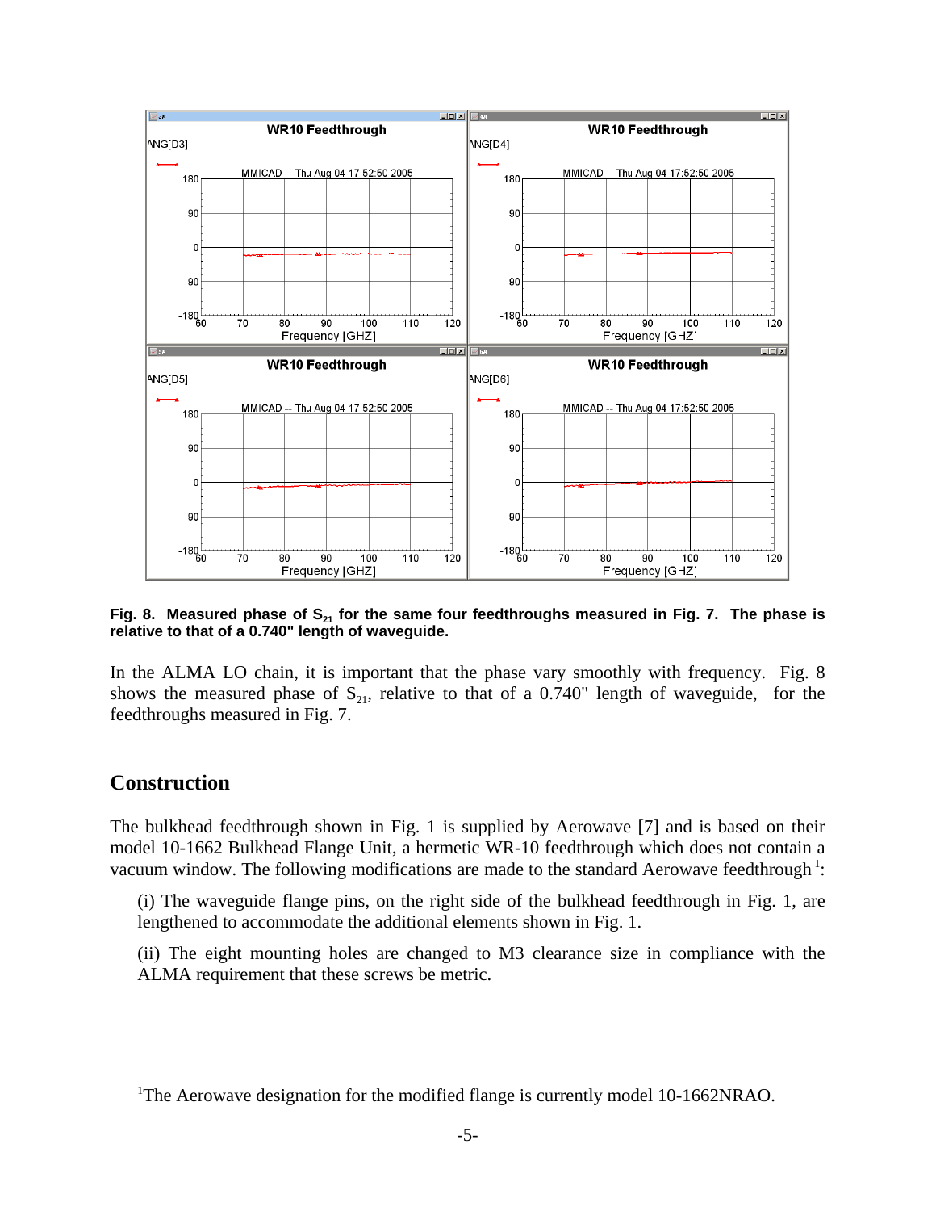**Fig. 8. Measured phase of $S_{21}$ for the same four feedthroughs measured in Fig. 7. The phase is relative to that of a 0.740" length of waveguide.**

In the ALMA LO chain, it is important that the phase vary smoothly with frequency. Fig. 8 shows the measured phase of $S_{21}$, relative to that of a 0.740" length of waveguide, for the feedthroughs measured in Fig. 7.

## Construction

The bulkhead feedthrough shown in Fig. 1 is supplied by Aerowave [7] and is based on their model 10-1662 Bulkhead Flange Unit, a hermetic WR-10 feedthrough which does not contain a vacuum window. The following modifications are made to the standard Aerowave feedthrough [1]:

(i) The waveguide flange pins, on the right side of the bulkhead feedthrough in Fig. 1, are lengthened to accommodate the additional elements shown in Fig. 1.

(ii) The eight mounting holes are changed to M3 clearance size in compliance with the ALMA requirement that these screws be metric.

---

[1] The Aerowave designation for the modified flange is currently model 10-1662NRAO.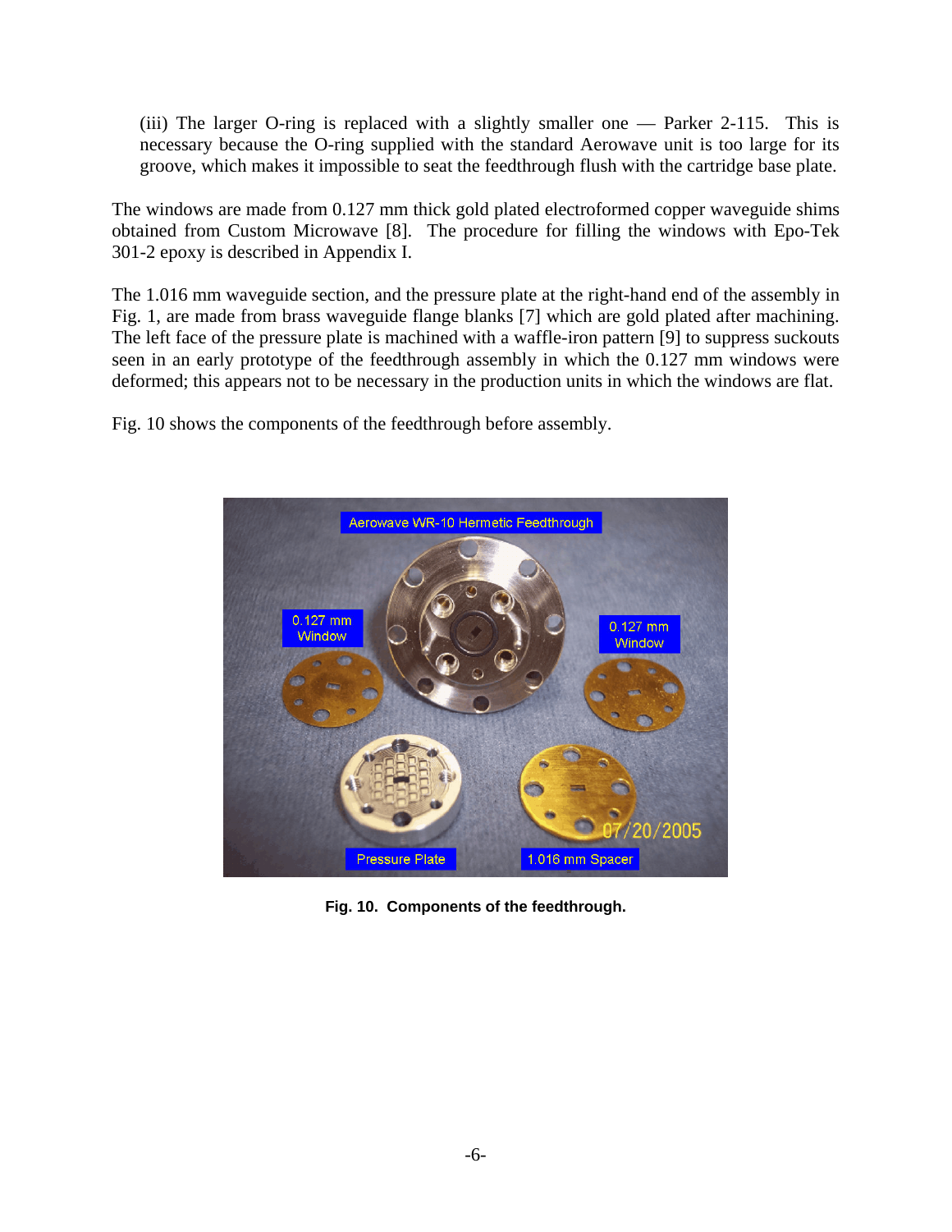(iii) The larger O-ring is replaced with a slightly smaller one — Parker 2-115. This is necessary because the O-ring supplied with the standard Aerowave unit is too large for its groove, which makes it impossible to seat the feedthrough flush with the cartridge base plate.

The windows are made from 0.127 mm thick gold plated electroformed copper waveguide shims obtained from Custom Microwave [8]. The procedure for filling the windows with Epo-Tek 301-2 epoxy is described in Appendix I.

The 1.016 mm waveguide section, and the pressure plate at the right-hand end of the assembly in Fig. 1, are made from brass waveguide flange blanks [7] which are gold plated after machining. The left face of the pressure plate is machined with a waffle-iron pattern [9] to suppress suckouts seen in an early prototype of the feedthrough assembly in which the 0.127 mm windows were deformed; this appears not to be necessary in the production units in which the windows are flat.

Fig. 10 shows the components of the feedthrough before assembly.

**Fig. 10. Components of the feedthrough.**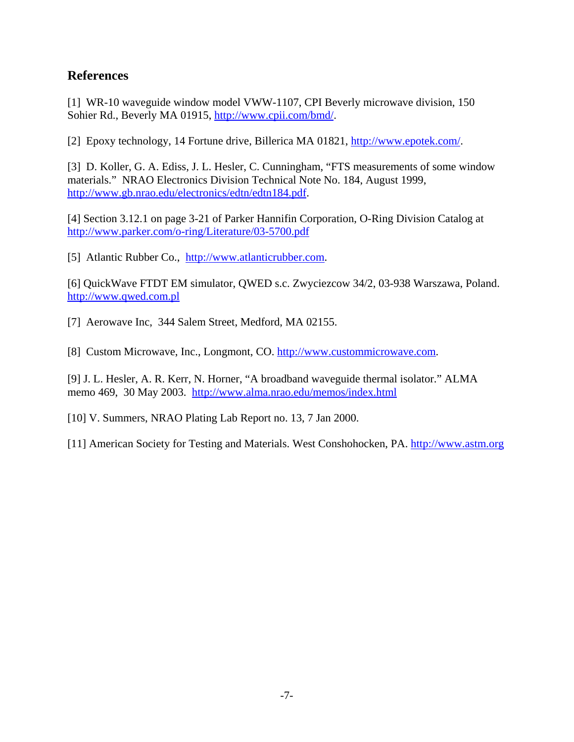## References

[1] WR-10 waveguide window model VWW-1107, CPI Beverly microwave division, 150 Sohier Rd., Beverly MA 01915, http://www.cpii.com/bmd/.

[2] Epoxy technology, 14 Fortune drive, Billerica MA 01821, http://www.epotek.com/.

[3] D. Koller, G. A. Ediss, J. L. Hesler, C. Cunningham, "FTS measurements of some window materials." NRAO Electronics Division Technical Note No. 184, August 1999, http://www.gb.nrao.edu/electronics/edtn/edtn184.pdf.

[4] Section 3.12.1 on page 3-21 of Parker Hannifin Corporation, O-Ring Division Catalog at http://www.parker.com/o-ring/Literature/03-5700.pdf

[5] Atlantic Rubber Co., http://www.atlanticrubber.com.

[6] QuickWave FTDT EM simulator, QWED s.c. Zwyciezcow 34/2, 03-938 Warszawa, Poland. http://www.qwed.com.pl

[7] Aerowave Inc, 344 Salem Street, Medford, MA 02155.

[8] Custom Microwave, Inc., Longmont, CO. http://www.custommicrowave.com.

[9] J. L. Hesler, A. R. Kerr, N. Horner, "A broadband waveguide thermal isolator." ALMA memo 469, 30 May 2003. http://www.alma.nrao.edu/memos/index.html

[10] V. Summers, NRAO Plating Lab Report no. 13, 7 Jan 2000.

[11] American Society for Testing and Materials. West Conshohocken, PA. http://www.astm.org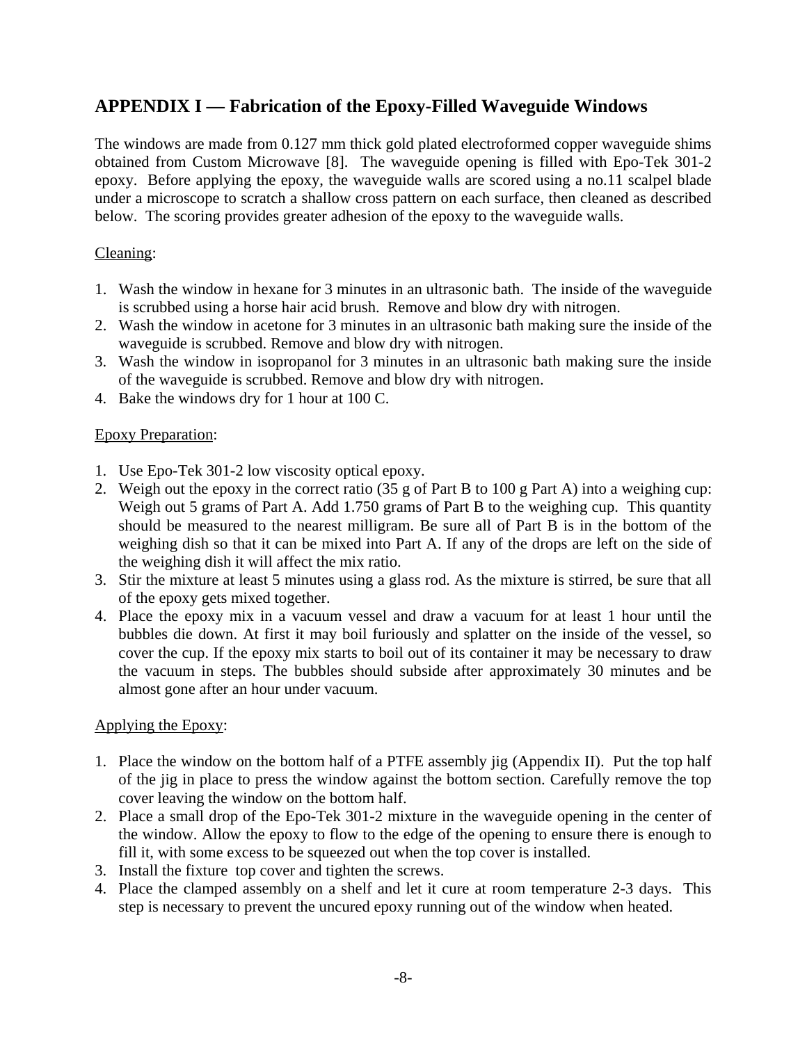## APPENDIX I — Fabrication of the Epoxy-Filled Waveguide Windows

The windows are made from 0.127 mm thick gold plated electroformed copper waveguide shims obtained from Custom Microwave [8]. The waveguide opening is filled with Epo-Tek 301-2 epoxy. Before applying the epoxy, the waveguide walls are scored using a no.11 scalpel blade under a microscope to scratch a shallow cross pattern on each surface, then cleaned as described below. The scoring provides greater adhesion of the epoxy to the waveguide walls.

<u>Cleaning</u>:

1. Wash the window in hexane for 3 minutes in an ultrasonic bath. The inside of the waveguide is scrubbed using a horse hair acid brush. Remove and blow dry with nitrogen.
2. Wash the window in acetone for 3 minutes in an ultrasonic bath making sure the inside of the waveguide is scrubbed. Remove and blow dry with nitrogen.
3. Wash the window in isopropanol for 3 minutes in an ultrasonic bath making sure the inside of the waveguide is scrubbed. Remove and blow dry with nitrogen.
4. Bake the windows dry for 1 hour at 100 C.

<u>Epoxy Preparation</u>:

1. Use Epo-Tek 301-2 low viscosity optical epoxy.
2. Weigh out the epoxy in the correct ratio (35 g of Part B to 100 g Part A) into a weighing cup: Weigh out 5 grams of Part A. Add 1.750 grams of Part B to the weighing cup. This quantity should be measured to the nearest milligram. Be sure all of Part B is in the bottom of the weighing dish so that it can be mixed into Part A. If any of the drops are left on the side of the weighing dish it will affect the mix ratio.
3. Stir the mixture at least 5 minutes using a glass rod. As the mixture is stirred, be sure that all of the epoxy gets mixed together.
4. Place the epoxy mix in a vacuum vessel and draw a vacuum for at least 1 hour until the bubbles die down. At first it may boil furiously and splatter on the inside of the vessel, so cover the cup. If the epoxy mix starts to boil out of its container it may be necessary to draw the vacuum in steps. The bubbles should subside after approximately 30 minutes and be almost gone after an hour under vacuum.

<u>Applying the Epoxy</u>:

1. Place the window on the bottom half of a PTFE assembly jig (Appendix II). Put the top half of the jig in place to press the window against the bottom section. Carefully remove the top cover leaving the window on the bottom half.
2. Place a small drop of the Epo-Tek 301-2 mixture in the waveguide opening in the center of the window. Allow the epoxy to flow to the edge of the opening to ensure there is enough to fill it, with some excess to be squeezed out when the top cover is installed.
3. Install the fixture top cover and tighten the screws.
4. Place the clamped assembly on a shelf and let it cure at room temperature 2-3 days. This step is necessary to prevent the uncured epoxy running out of the window when heated.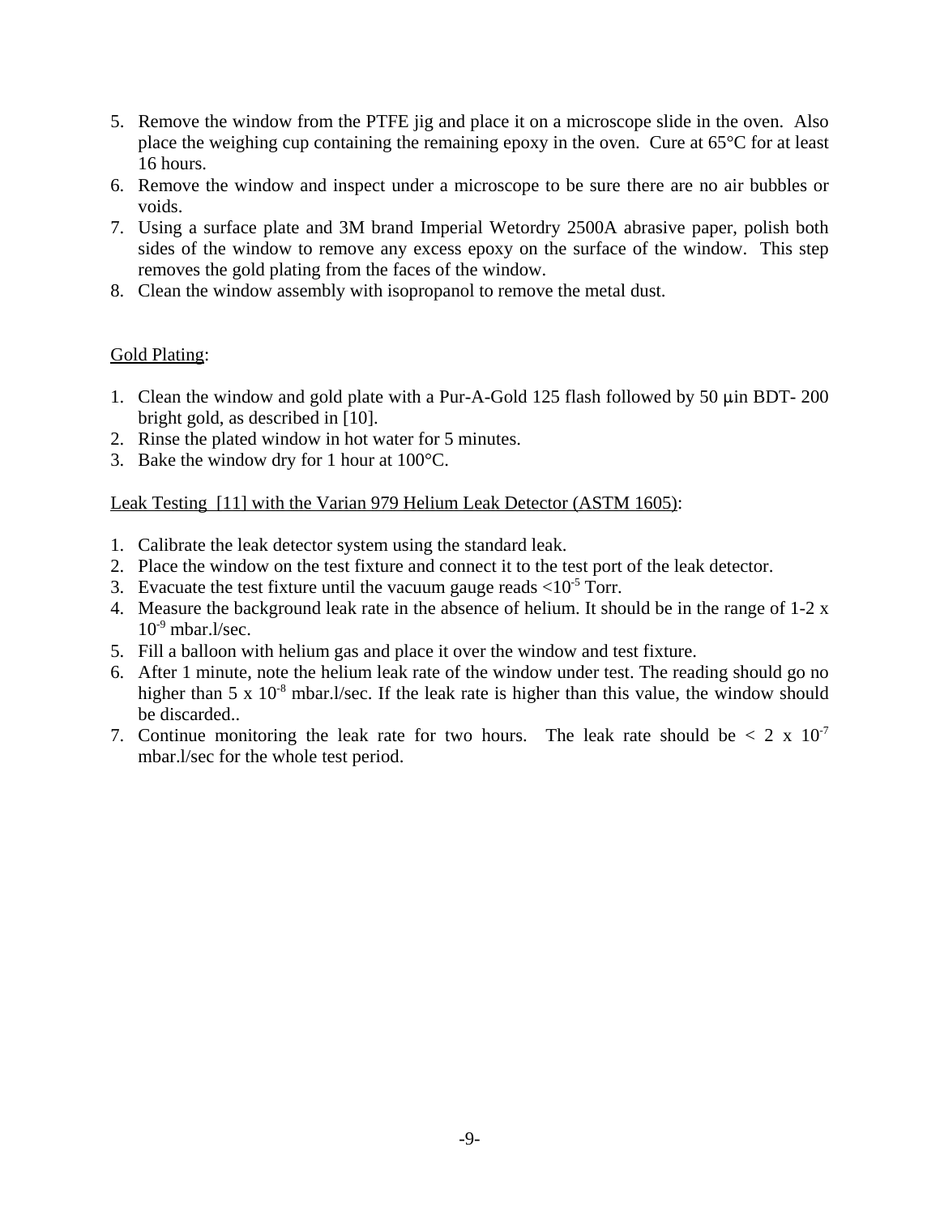5. Remove the window from the PTFE jig and place it on a microscope slide in the oven. Also place the weighing cup containing the remaining epoxy in the oven. Cure at 65°C for at least 16 hours.
6. Remove the window and inspect under a microscope to be sure there are no air bubbles or voids.
7. Using a surface plate and 3M brand Imperial Wetordry 2500A abrasive paper, polish both sides of the window to remove any excess epoxy on the surface of the window. This step removes the gold plating from the faces of the window.
8. Clean the window assembly with isopropanol to remove the metal dust.

Gold Plating:

1. Clean the window and gold plate with a Pur-A-Gold 125 flash followed by 50 μin BDT- 200 bright gold, as described in [10].
2. Rinse the plated window in hot water for 5 minutes.
3. Bake the window dry for 1 hour at 100°C.

Leak Testing [11] with the Varian 979 Helium Leak Detector (ASTM 1605):

1. Calibrate the leak detector system using the standard leak.
2. Place the window on the test fixture and connect it to the test port of the leak detector.
3. Evacuate the test fixture until the vacuum gauge reads $<10^{-5}$ Torr.
4. Measure the background leak rate in the absence of helium. It should be in the range of 1-2 x $10^{-9}$ mbar.l/sec.
5. Fill a balloon with helium gas and place it over the window and test fixture.
6. After 1 minute, note the helium leak rate of the window under test. The reading should go no higher than 5 x $10^{-8}$ mbar.l/sec. If the leak rate is higher than this value, the window should be discarded..
7. Continue monitoring the leak rate for two hours. The leak rate should be < 2 x $10^{-7}$ mbar.l/sec for the whole test period.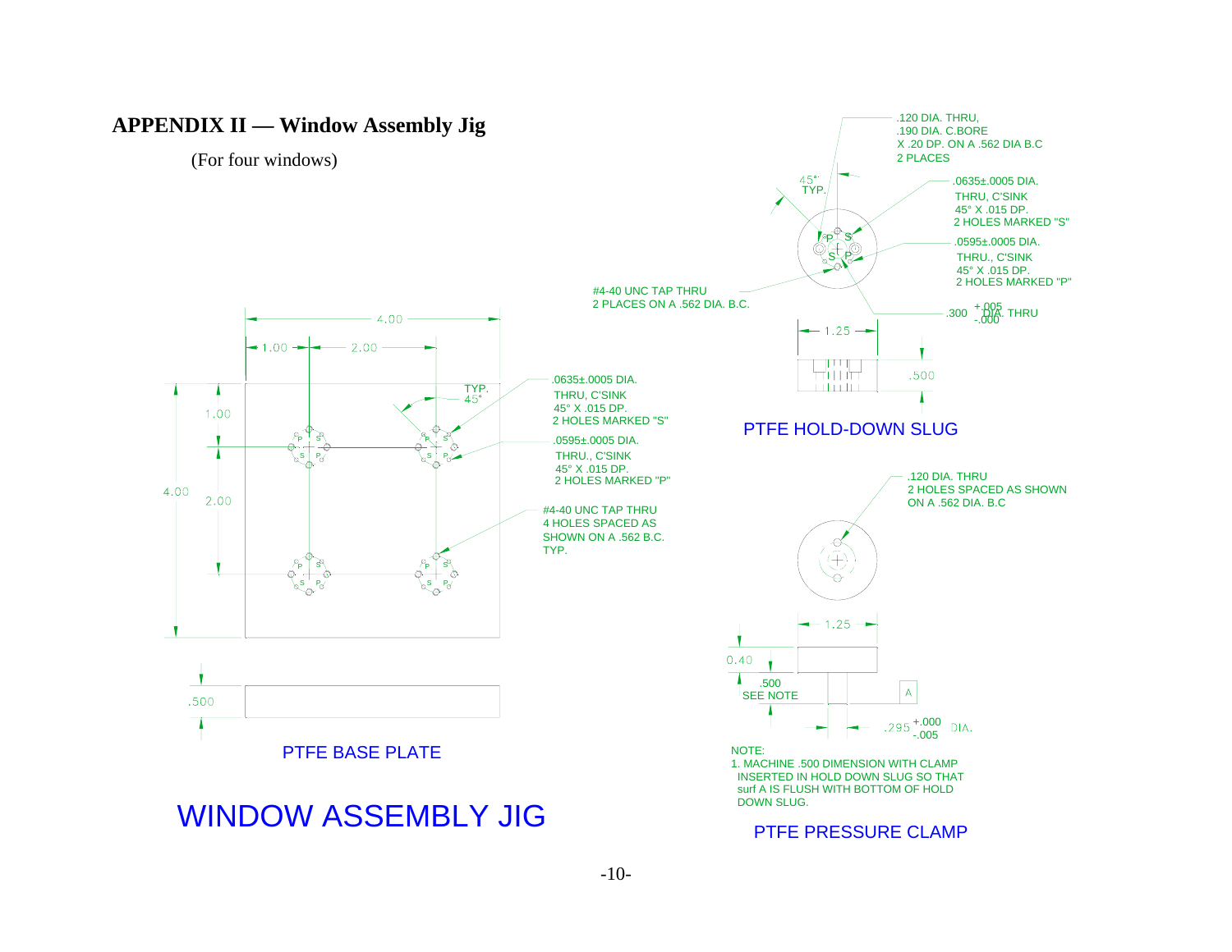## APPENDIX II — Window Assembly Jig

(For four windows)

.120 DIA. THRU,
.190 DIA. C.BORE
X .20 DP. ON A .562 DIA B.C
2 PLACES

45° TYP.

.0635±.0005 DIA.
THRU, C'SINK
45° X .015 DP.
2 HOLES MARKED "S"

.0595±.0005 DIA.
THRU., C'SINK
45° X .015 DP.
2 HOLES MARKED "P"

#4-40 UNC TAP THRU
2 PLACES ON A .562 DIA. B.C.

.300 $^{+.005}_{-.000}$ DIA. THRU

1.25

.500

PTFE HOLD-DOWN SLUG

4.00

1.00 2.00

TYP. 45°

1.00

4.00

2.00

.0635±.0005 DIA.
THRU, C'SINK
45° X .015 DP.
2 HOLES MARKED "S"

.0595±.0005 DIA.
THRU., C'SINK
45° X .015 DP.
2 HOLES MARKED "P"

#4-40 UNC TAP THRU
4 HOLES SPACED AS
SHOWN ON A .562 B.C.
TYP.

.500

PTFE BASE PLATE

.120 DIA. THRU
2 HOLES SPACED AS SHOWN
ON A .562 DIA. B.C

1.25

0.40

.500
SEE NOTE

A

.295 $^{+.000}_{-.005}$ DIA.

NOTE:
1. MACHINE .500 DIMENSION WITH CLAMP INSERTED IN HOLD DOWN SLUG SO THAT surf A IS FLUSH WITH BOTTOM OF HOLD DOWN SLUG.

PTFE PRESSURE CLAMP

WINDOW ASSEMBLY JIG